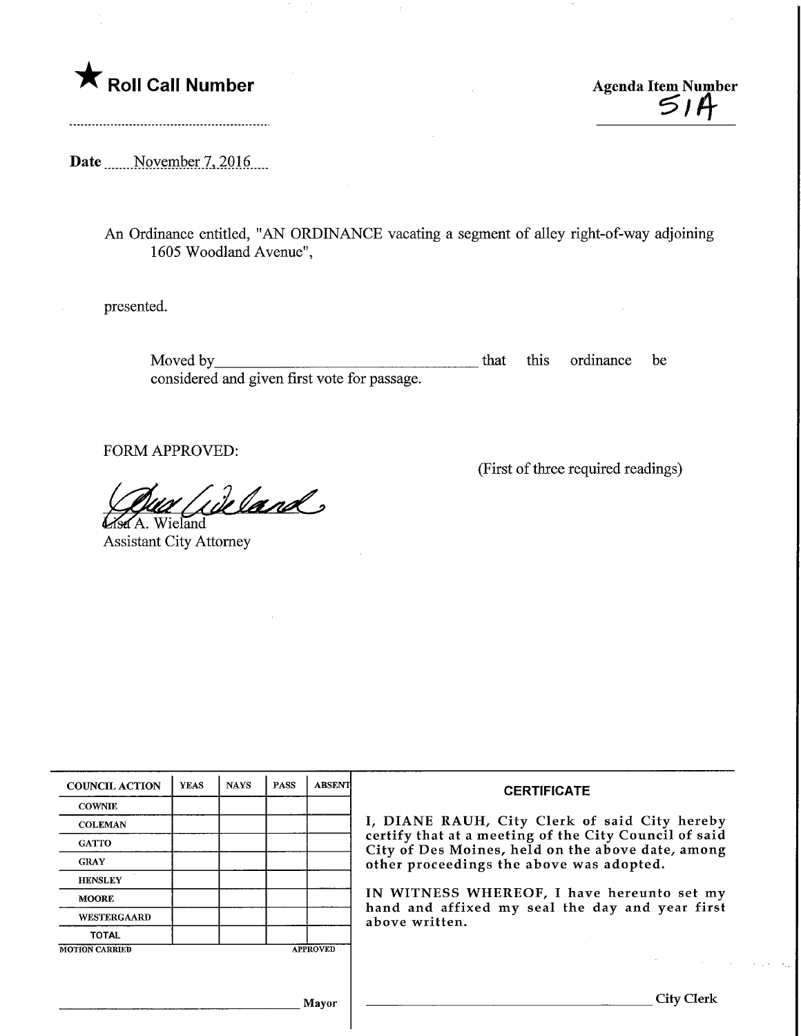★ **Roll Call Number**

**Agenda Item Number**
51A

**Date** November 7, 2016

An Ordinance entitled, "AN ORDINANCE vacating a segment of alley right-of-way adjoining 1605 Woodland Avenue",

presented.

Moved by\_\_\_\_\_\_\_\_\_\_\_\_\_\_\_\_\_\_\_\_\_\_\_\_\_\_\_\_\_\_\_\_\_\_ that this ordinance be considered and given first vote for passage.

FORM APPROVED:

(First of three required readings)

Lisa A. Wieland
Assistant City Attorney

| COUNCIL ACTION | YEAS | NAYS | PASS | ABSENT |
|---|---|---|---|---|
| COWNIE | | | | |
| COLEMAN | | | | |
| GATTO | | | | |
| GRAY | | | | |
| HENSLEY | | | | |
| MOORE | | | | |
| WESTERGAARD | | | | |
| TOTAL | | | | |
| MOTION CARRIED | | | | APPROVED |

\_\_\_\_\_\_\_\_\_\_\_\_\_\_\_\_\_\_\_\_\_\_\_\_\_\_\_\_\_\_\_\_ Mayor

**CERTIFICATE**

I, DIANE RAUH, City Clerk of said City hereby certify that at a meeting of the City Council of said City of Des Moines, held on the above date, among other proceedings the above was adopted.

IN WITNESS WHEREOF, I have hereunto set my hand and affixed my seal the day and year first above written.

\_\_\_\_\_\_\_\_\_\_\_\_\_\_\_\_\_\_\_\_\_\_\_\_\_\_\_\_\_\_\_\_ City Clerk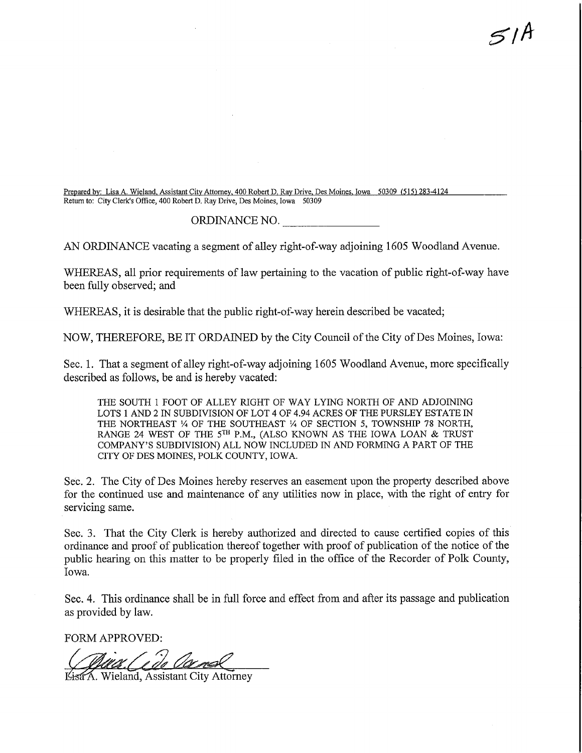51A

Prepared by: Lisa A. Wieland, Assistant City Attorney, 400 Robert D. Ray Drive, Des Moines, Iowa 50309 (515) 283-4124
Return to: City Clerk's Office, 400 Robert D. Ray Drive, Des Moines, Iowa 50309

ORDINANCE NO. ________________

AN ORDINANCE vacating a segment of alley right-of-way adjoining 1605 Woodland Avenue.

WHEREAS, all prior requirements of law pertaining to the vacation of public right-of-way have been fully observed; and

WHEREAS, it is desirable that the public right-of-way herein described be vacated;

NOW, THEREFORE, BE IT ORDAINED by the City Council of the City of Des Moines, Iowa:

Sec. 1. That a segment of alley right-of-way adjoining 1605 Woodland Avenue, more specifically described as follows, be and is hereby vacated:

> THE SOUTH 1 FOOT OF ALLEY RIGHT OF WAY LYING NORTH OF AND ADJOINING LOTS 1 AND 2 IN SUBDIVISION OF LOT 4 OF 4.94 ACRES OF THE PURSLEY ESTATE IN THE NORTHEAST ¼ OF THE SOUTHEAST ¼ OF SECTION 5, TOWNSHIP 78 NORTH, RANGE 24 WEST OF THE 5TH P.M., (ALSO KNOWN AS THE IOWA LOAN & TRUST COMPANY'S SUBDIVISION) ALL NOW INCLUDED IN AND FORMING A PART OF THE CITY OF DES MOINES, POLK COUNTY, IOWA.

Sec. 2. The City of Des Moines hereby reserves an easement upon the property described above for the continued use and maintenance of any utilities now in place, with the right of entry for servicing same.

Sec. 3. That the City Clerk is hereby authorized and directed to cause certified copies of this ordinance and proof of publication thereof together with proof of publication of the notice of the public hearing on this matter to be properly filed in the office of the Recorder of Polk County, Iowa.

Sec. 4. This ordinance shall be in full force and effect from and after its passage and publication as provided by law.

FORM APPROVED:

Lisa A. Wieland, Assistant City Attorney